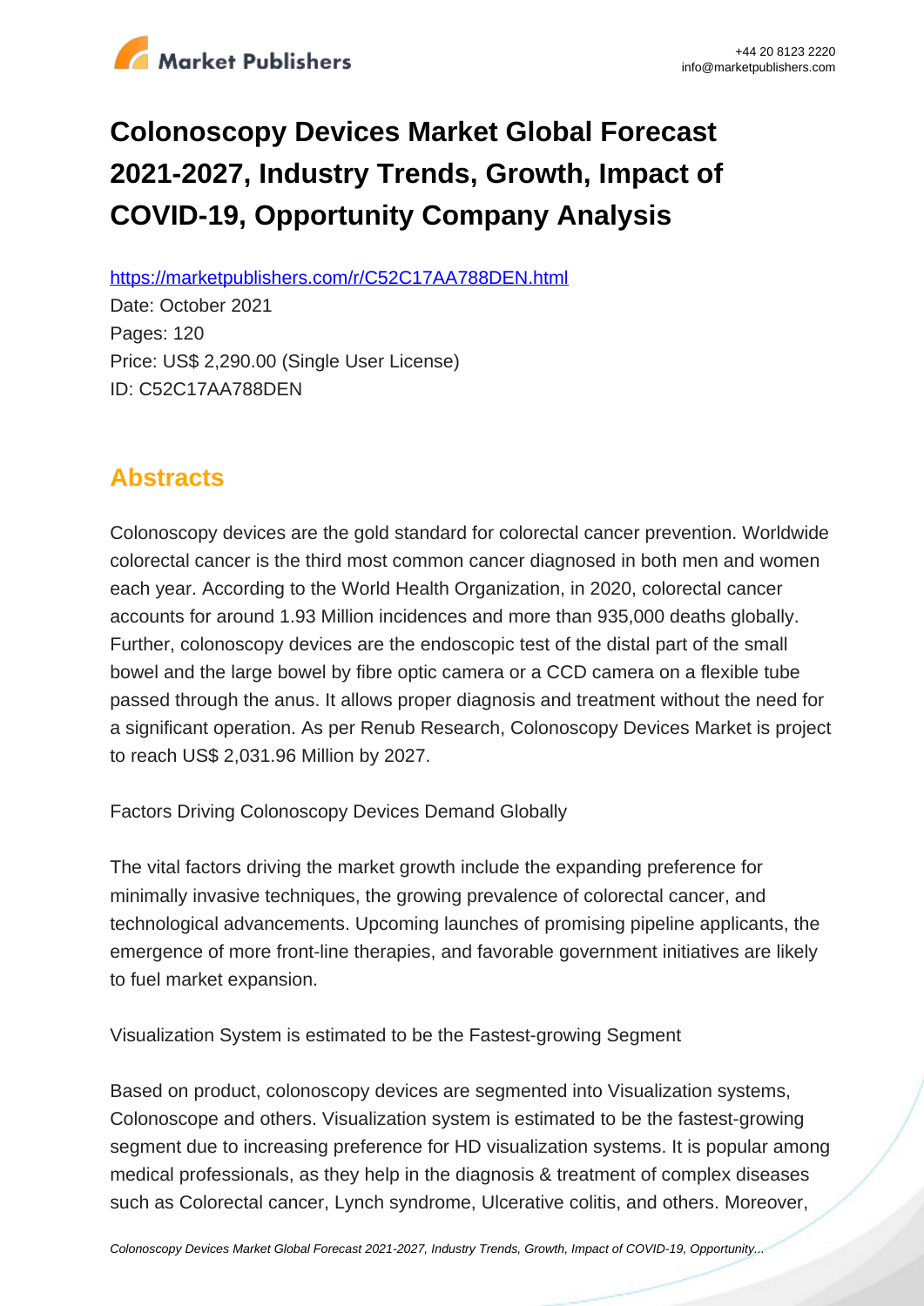# Colonoscopy Devices Market Global Forecast 2021-2027, Industry Trends, Growth, Impact of COVID-19, Opportunity Company Analysis

https://marketpublishers.com/r/C52C17AA788DEN.html

Date: October 2021

Pages: 120

Price: US$ 2,290.00 (Single User License)

ID: C52C17AA788DEN

## Abstracts

Colonoscopy devices are the gold standard for colorectal cancer prevention. Worldwide colorectal cancer is the third most common cancer diagnosed in both men and women each year. According to the World Health Organization, in 2020, colorectal cancer accounts for around 1.93 Million incidences and more than 935,000 deaths globally. Further, colonoscopy devices are the endoscopic test of the distal part of the small bowel and the large bowel by fibre optic camera or a CCD camera on a flexible tube passed through the anus. It allows proper diagnosis and treatment without the need for a significant operation. As per Renub Research, Colonoscopy Devices Market is project to reach US$ 2,031.96 Million by 2027.

Factors Driving Colonoscopy Devices Demand Globally

The vital factors driving the market growth include the expanding preference for minimally invasive techniques, the growing prevalence of colorectal cancer, and technological advancements. Upcoming launches of promising pipeline applicants, the emergence of more front-line therapies, and favorable government initiatives are likely to fuel market expansion.

Visualization System is estimated to be the Fastest-growing Segment

Based on product, colonoscopy devices are segmented into Visualization systems, Colonoscope and others. Visualization system is estimated to be the fastest-growing segment due to increasing preference for HD visualization systems. It is popular among medical professionals, as they help in the diagnosis & treatment of complex diseases such as Colorectal cancer, Lynch syndrome, Ulcerative colitis, and others. Moreover,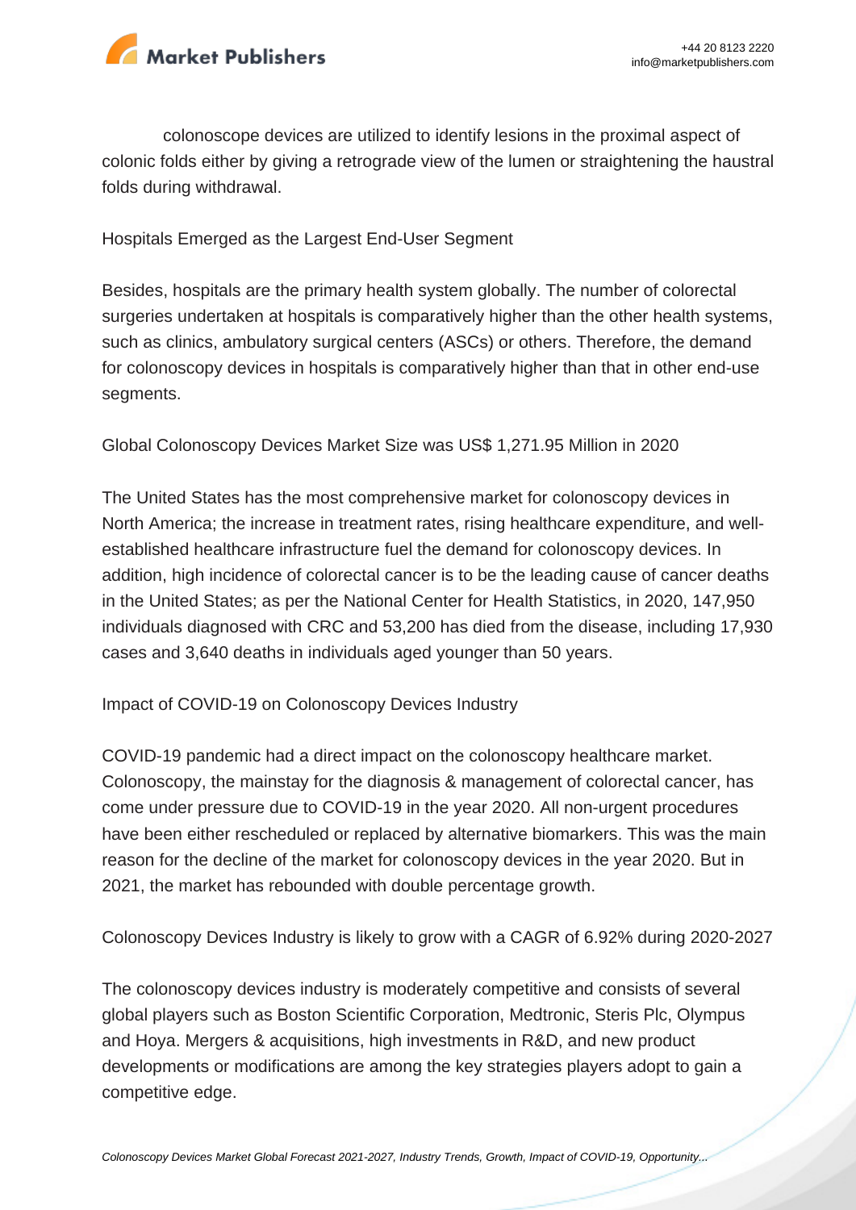colonoscope devices are utilized to identify lesions in the proximal aspect of colonic folds either by giving a retrograde view of the lumen or straightening the haustral folds during withdrawal.

## Hospitals Emerged as the Largest End-User Segment

Besides, hospitals are the primary health system globally. The number of colorectal surgeries undertaken at hospitals is comparatively higher than the other health systems, such as clinics, ambulatory surgical centers (ASCs) or others. Therefore, the demand for colonoscopy devices in hospitals is comparatively higher than that in other end-use segments.

## Global Colonoscopy Devices Market Size was US$ 1,271.95 Million in 2020

The United States has the most comprehensive market for colonoscopy devices in North America; the increase in treatment rates, rising healthcare expenditure, and well-established healthcare infrastructure fuel the demand for colonoscopy devices. In addition, high incidence of colorectal cancer is to be the leading cause of cancer deaths in the United States; as per the National Center for Health Statistics, in 2020, 147,950 individuals diagnosed with CRC and 53,200 has died from the disease, including 17,930 cases and 3,640 deaths in individuals aged younger than 50 years.

## Impact of COVID-19 on Colonoscopy Devices Industry

COVID-19 pandemic had a direct impact on the colonoscopy healthcare market. Colonoscopy, the mainstay for the diagnosis & management of colorectal cancer, has come under pressure due to COVID-19 in the year 2020. All non-urgent procedures have been either rescheduled or replaced by alternative biomarkers. This was the main reason for the decline of the market for colonoscopy devices in the year 2020. But in 2021, the market has rebounded with double percentage growth.

## Colonoscopy Devices Industry is likely to grow with a CAGR of 6.92% during 2020-2027

The colonoscopy devices industry is moderately competitive and consists of several global players such as Boston Scientific Corporation, Medtronic, Steris Plc, Olympus and Hoya. Mergers & acquisitions, high investments in R&D, and new product developments or modifications are among the key strategies players adopt to gain a competitive edge.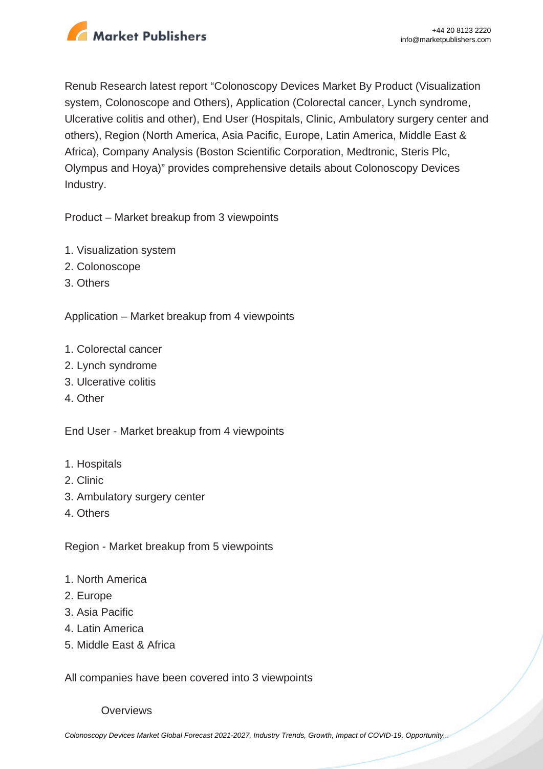Renub Research latest report "Colonoscopy Devices Market By Product (Visualization system, Colonoscope and Others), Application (Colorectal cancer, Lynch syndrome, Ulcerative colitis and other), End User (Hospitals, Clinic, Ambulatory surgery center and others), Region (North America, Asia Pacific, Europe, Latin America, Middle East & Africa), Company Analysis (Boston Scientific Corporation, Medtronic, Steris Plc, Olympus and Hoya)" provides comprehensive details about Colonoscopy Devices Industry.

Product – Market breakup from 3 viewpoints

1. Visualization system
2. Colonoscope
3. Others

Application – Market breakup from 4 viewpoints

1. Colorectal cancer
2. Lynch syndrome
3. Ulcerative colitis
4. Other

End User - Market breakup from 4 viewpoints

1. Hospitals
2. Clinic
3. Ambulatory surgery center
4. Others

Region - Market breakup from 5 viewpoints

1. North America
2. Europe
3. Asia Pacific
4. Latin America
5. Middle East & Africa

All companies have been covered into 3 viewpoints

- Overviews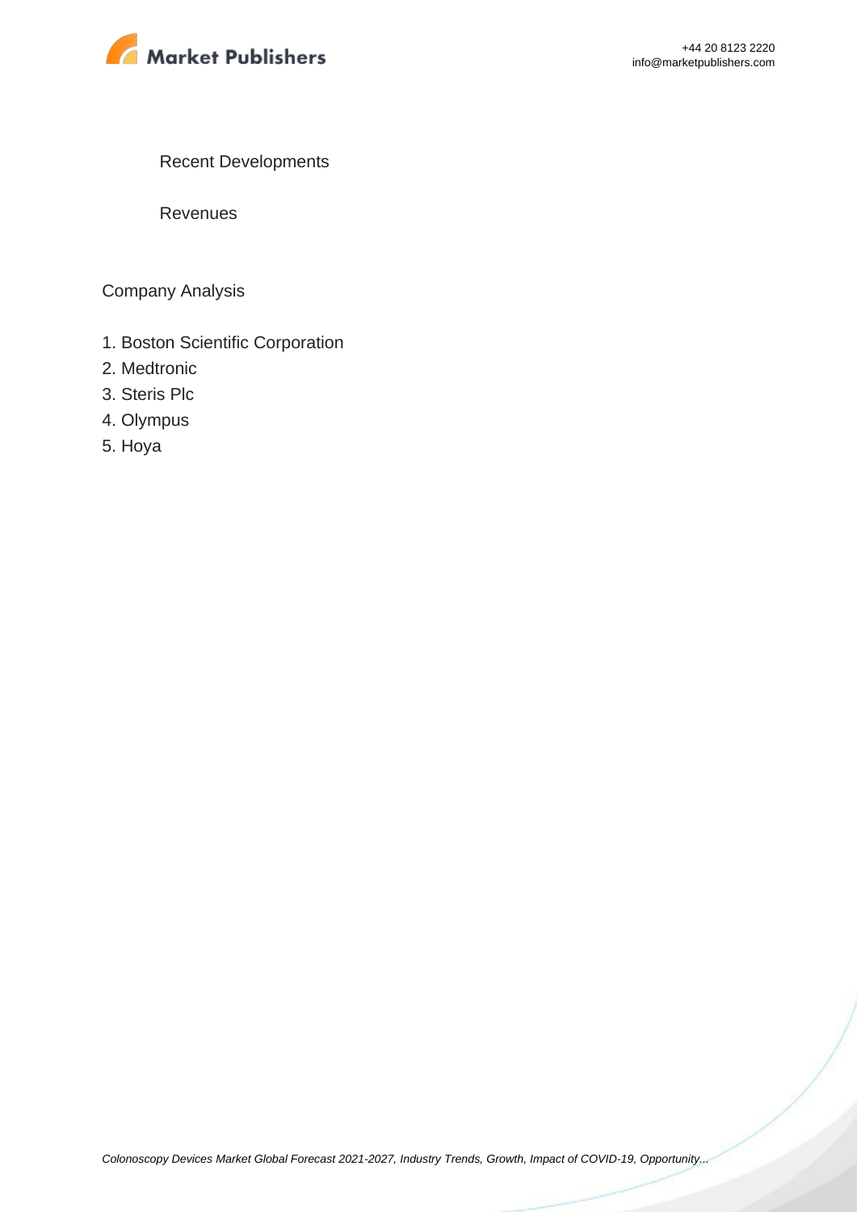Recent Developments

Revenues

Company Analysis

1. Boston Scientific Corporation
2. Medtronic
3. Steris Plc
4. Olympus
5. Hoya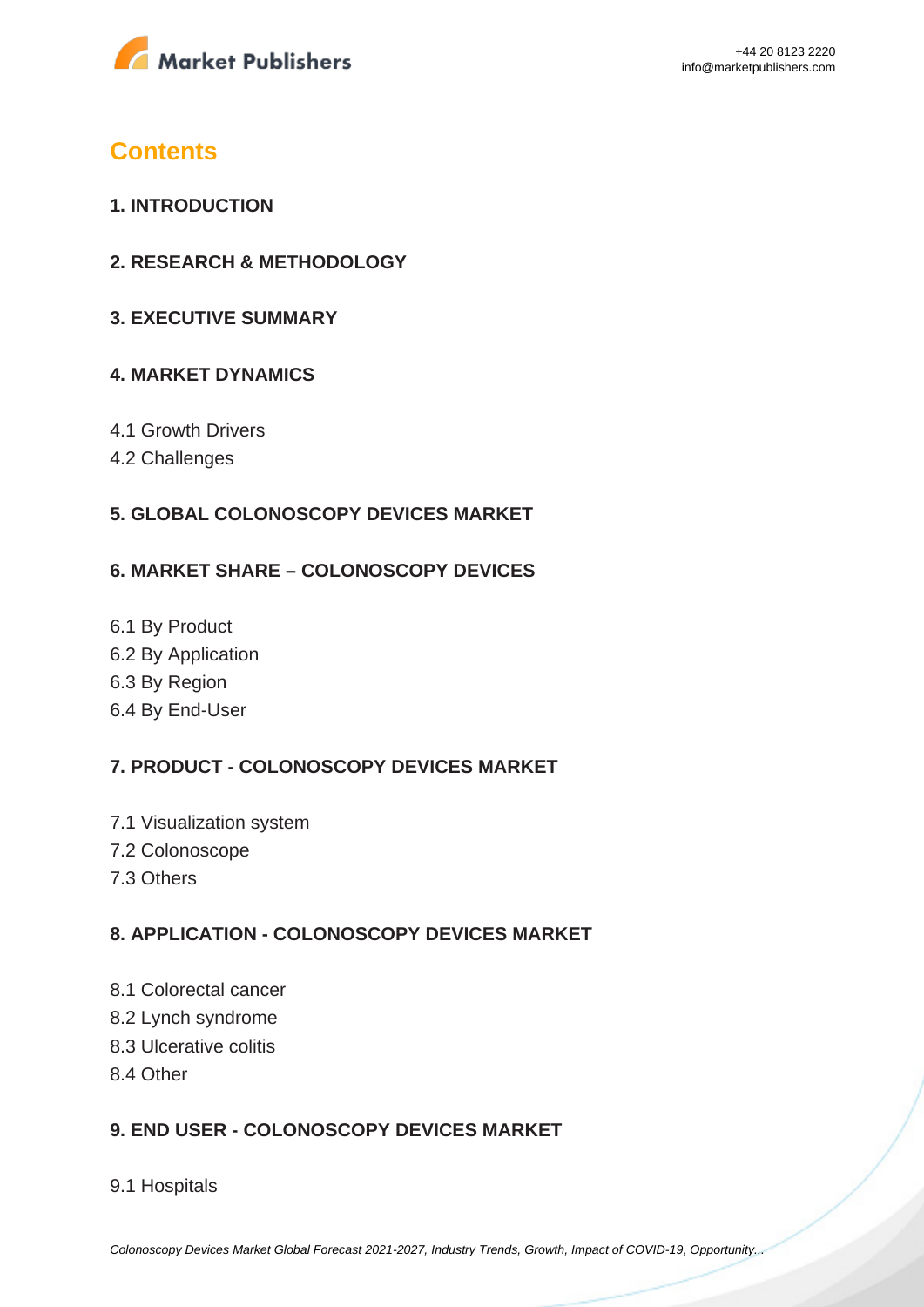## Contents

### 1. INTRODUCTION

### 2. RESEARCH & METHODOLOGY

### 3. EXECUTIVE SUMMARY

### 4. MARKET DYNAMICS

4.1 Growth Drivers
4.2 Challenges

### 5. GLOBAL COLONOSCOPY DEVICES MARKET

### 6. MARKET SHARE – COLONOSCOPY DEVICES

6.1 By Product
6.2 By Application
6.3 By Region
6.4 By End-User

### 7. PRODUCT - COLONOSCOPY DEVICES MARKET

7.1 Visualization system
7.2 Colonoscope
7.3 Others

### 8. APPLICATION - COLONOSCOPY DEVICES MARKET

8.1 Colorectal cancer
8.2 Lynch syndrome
8.3 Ulcerative colitis
8.4 Other

### 9. END USER - COLONOSCOPY DEVICES MARKET

9.1 Hospitals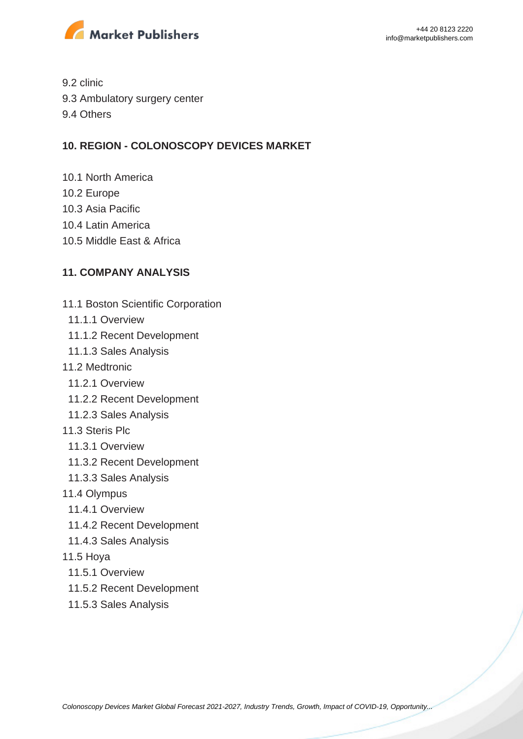9.2 clinic
9.3 Ambulatory surgery center
9.4 Others

## 10. REGION - COLONOSCOPY DEVICES MARKET

10.1 North America
10.2 Europe
10.3 Asia Pacific
10.4 Latin America
10.5 Middle East & Africa

## 11. COMPANY ANALYSIS

11.1 Boston Scientific Corporation
  11.1.1 Overview
  11.1.2 Recent Development
  11.1.3 Sales Analysis
11.2 Medtronic
  11.2.1 Overview
  11.2.2 Recent Development
  11.2.3 Sales Analysis
11.3 Steris Plc
  11.3.1 Overview
  11.3.2 Recent Development
  11.3.3 Sales Analysis
11.4 Olympus
  11.4.1 Overview
  11.4.2 Recent Development
  11.4.3 Sales Analysis
11.5 Hoya
  11.5.1 Overview
  11.5.2 Recent Development
  11.5.3 Sales Analysis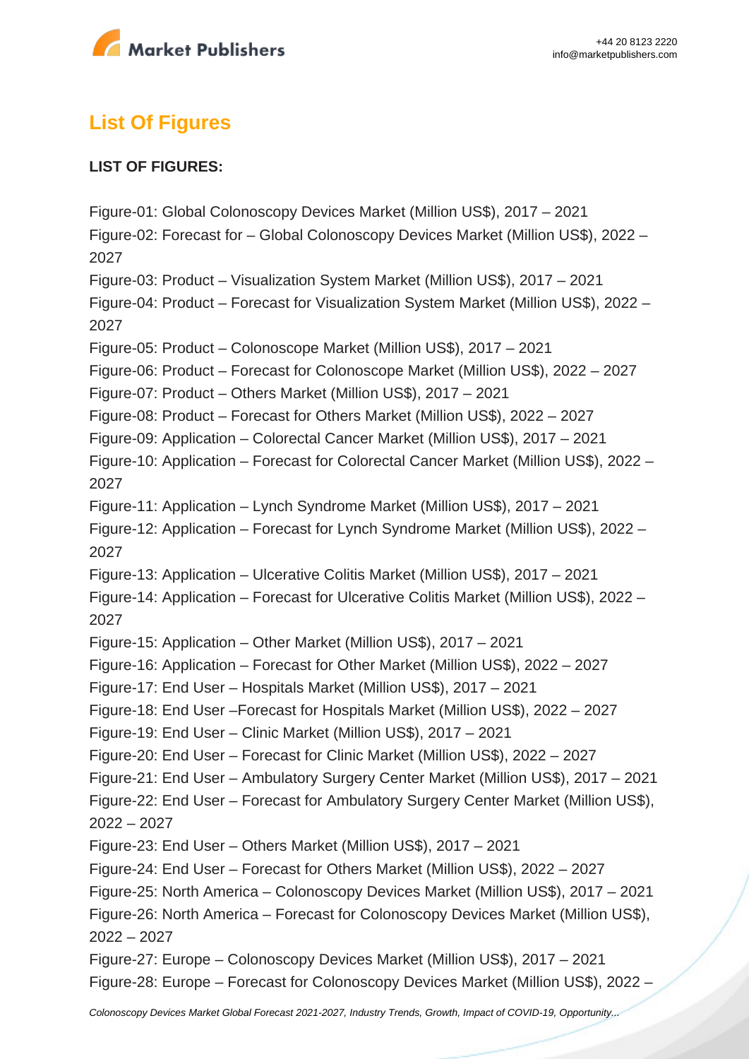## List Of Figures

**LIST OF FIGURES:**

Figure-01: Global Colonoscopy Devices Market (Million US$), 2017 – 2021
Figure-02: Forecast for – Global Colonoscopy Devices Market (Million US$), 2022 – 2027
Figure-03: Product – Visualization System Market (Million US$), 2017 – 2021
Figure-04: Product – Forecast for Visualization System Market (Million US$), 2022 – 2027
Figure-05: Product – Colonoscope Market (Million US$), 2017 – 2021
Figure-06: Product – Forecast for Colonoscope Market (Million US$), 2022 – 2027
Figure-07: Product – Others Market (Million US$), 2017 – 2021
Figure-08: Product – Forecast for Others Market (Million US$), 2022 – 2027
Figure-09: Application – Colorectal Cancer Market (Million US$), 2017 – 2021
Figure-10: Application – Forecast for Colorectal Cancer Market (Million US$), 2022 – 2027
Figure-11: Application – Lynch Syndrome Market (Million US$), 2017 – 2021
Figure-12: Application – Forecast for Lynch Syndrome Market (Million US$), 2022 – 2027
Figure-13: Application – Ulcerative Colitis Market (Million US$), 2017 – 2021
Figure-14: Application – Forecast for Ulcerative Colitis Market (Million US$), 2022 – 2027
Figure-15: Application – Other Market (Million US$), 2017 – 2021
Figure-16: Application – Forecast for Other Market (Million US$), 2022 – 2027
Figure-17: End User – Hospitals Market (Million US$), 2017 – 2021
Figure-18: End User –Forecast for Hospitals Market (Million US$), 2022 – 2027
Figure-19: End User – Clinic Market (Million US$), 2017 – 2021
Figure-20: End User – Forecast for Clinic Market (Million US$), 2022 – 2027
Figure-21: End User – Ambulatory Surgery Center Market (Million US$), 2017 – 2021
Figure-22: End User – Forecast for Ambulatory Surgery Center Market (Million US$), 2022 – 2027
Figure-23: End User – Others Market (Million US$), 2017 – 2021
Figure-24: End User – Forecast for Others Market (Million US$), 2022 – 2027
Figure-25: North America – Colonoscopy Devices Market (Million US$), 2017 – 2021
Figure-26: North America – Forecast for Colonoscopy Devices Market (Million US$), 2022 – 2027
Figure-27: Europe – Colonoscopy Devices Market (Million US$), 2017 – 2021
Figure-28: Europe – Forecast for Colonoscopy Devices Market (Million US$), 2022 –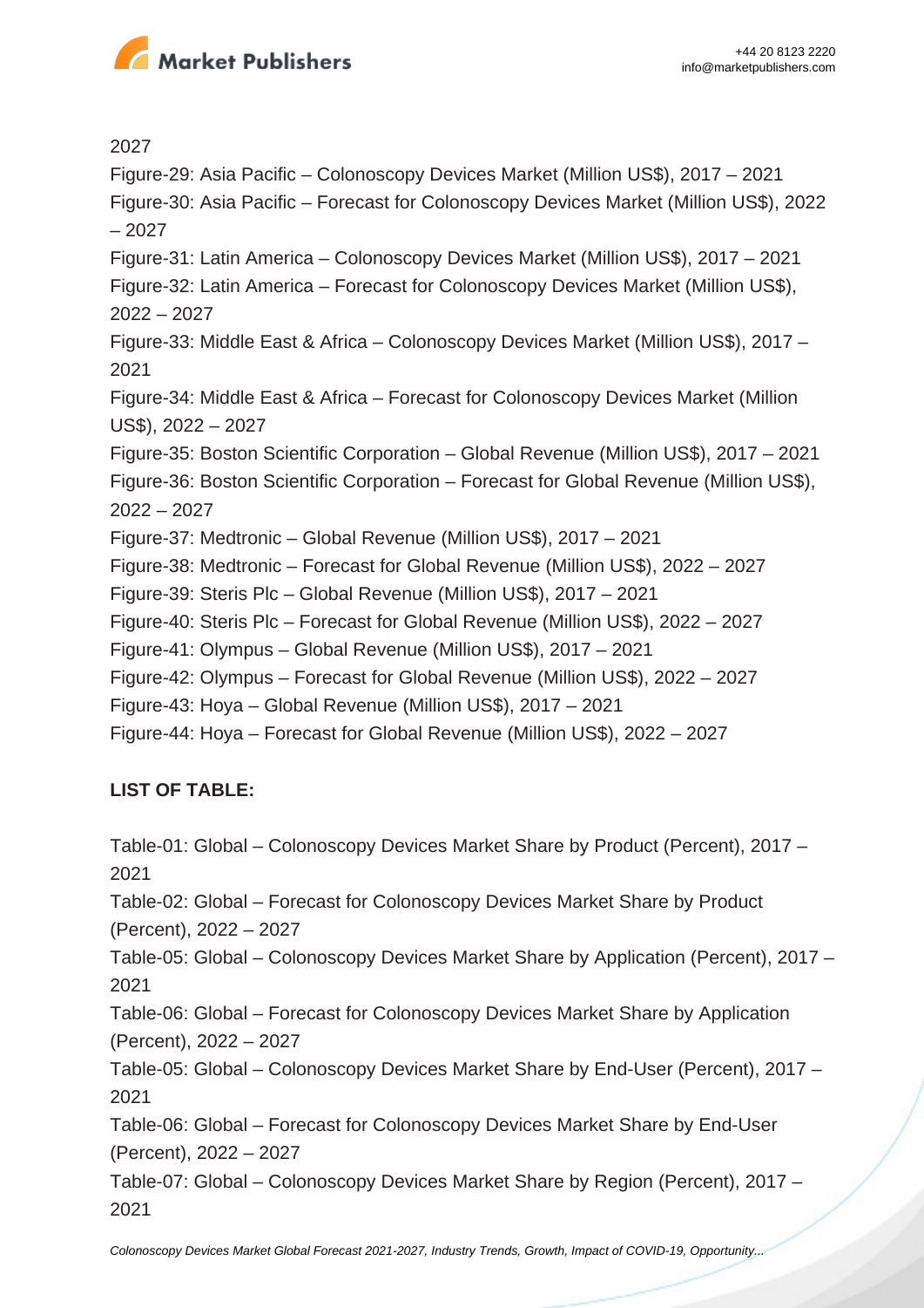2027

Figure-29: Asia Pacific – Colonoscopy Devices Market (Million US$), 2017 – 2021

Figure-30: Asia Pacific – Forecast for Colonoscopy Devices Market (Million US$), 2022 – 2027

Figure-31: Latin America – Colonoscopy Devices Market (Million US$), 2017 – 2021

Figure-32: Latin America – Forecast for Colonoscopy Devices Market (Million US$), 2022 – 2027

Figure-33: Middle East & Africa – Colonoscopy Devices Market (Million US$), 2017 – 2021

Figure-34: Middle East & Africa – Forecast for Colonoscopy Devices Market (Million US$), 2022 – 2027

Figure-35: Boston Scientific Corporation – Global Revenue (Million US$), 2017 – 2021

Figure-36: Boston Scientific Corporation – Forecast for Global Revenue (Million US$), 2022 – 2027

Figure-37: Medtronic – Global Revenue (Million US$), 2017 – 2021

Figure-38: Medtronic – Forecast for Global Revenue (Million US$), 2022 – 2027

Figure-39: Steris Plc – Global Revenue (Million US$), 2017 – 2021

Figure-40: Steris Plc – Forecast for Global Revenue (Million US$), 2022 – 2027

Figure-41: Olympus – Global Revenue (Million US$), 2017 – 2021

Figure-42: Olympus – Forecast for Global Revenue (Million US$), 2022 – 2027

Figure-43: Hoya – Global Revenue (Million US$), 2017 – 2021

Figure-44: Hoya – Forecast for Global Revenue (Million US$), 2022 – 2027

**LIST OF TABLE:**

Table-01: Global – Colonoscopy Devices Market Share by Product (Percent), 2017 – 2021

Table-02: Global – Forecast for Colonoscopy Devices Market Share by Product (Percent), 2022 – 2027

Table-05: Global – Colonoscopy Devices Market Share by Application (Percent), 2017 – 2021

Table-06: Global – Forecast for Colonoscopy Devices Market Share by Application (Percent), 2022 – 2027

Table-05: Global – Colonoscopy Devices Market Share by End-User (Percent), 2017 – 2021

Table-06: Global – Forecast for Colonoscopy Devices Market Share by End-User (Percent), 2022 – 2027

Table-07: Global – Colonoscopy Devices Market Share by Region (Percent), 2017 – 2021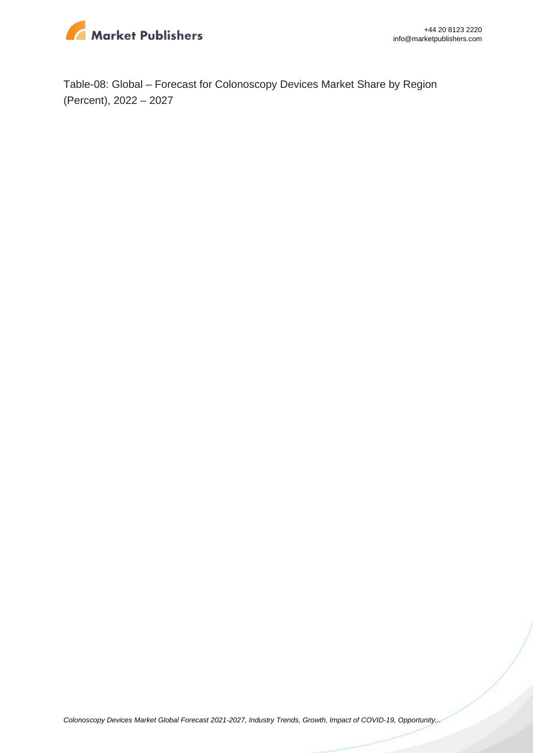Table-08: Global – Forecast for Colonoscopy Devices Market Share by Region (Percent), 2022 – 2027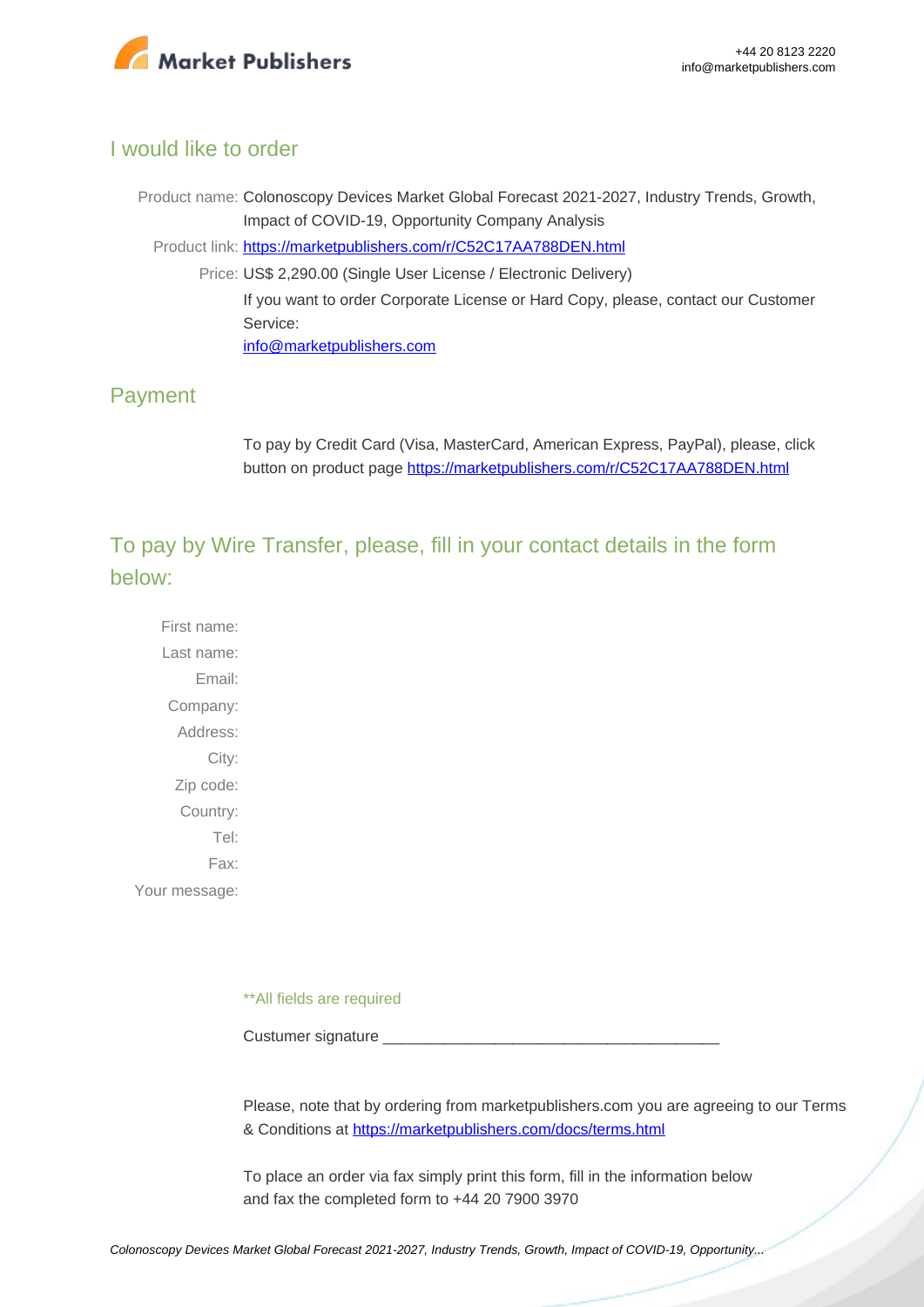## I would like to order

Product name: Colonoscopy Devices Market Global Forecast 2021-2027, Industry Trends, Growth, Impact of COVID-19, Opportunity Company Analysis

Product link: [https://marketpublishers.com/r/C52C17AA788DEN.html](https://marketpublishers.com/r/C52C17AA788DEN.html)

Price: US$ 2,290.00 (Single User License / Electronic Delivery)

If you want to order Corporate License or Hard Copy, please, contact our Customer Service:

[info@marketpublishers.com](mailto:info@marketpublishers.com)

## Payment

To pay by Credit Card (Visa, MasterCard, American Express, PayPal), please, click button on product page [https://marketpublishers.com/r/C52C17AA788DEN.html](https://marketpublishers.com/r/C52C17AA788DEN.html)

## To pay by Wire Transfer, please, fill in your contact details in the form below:

First name:

Last name:

Email:

Company:

Address:

City:

Zip code:

Country:

Tel:

Fax:

Your message:

**All fields are required

Custumer signature _______________________________________

Please, note that by ordering from marketpublishers.com you are agreeing to our Terms & Conditions at [https://marketpublishers.com/docs/terms.html](https://marketpublishers.com/docs/terms.html)

To place an order via fax simply print this form, fill in the information below and fax the completed form to +44 20 7900 3970